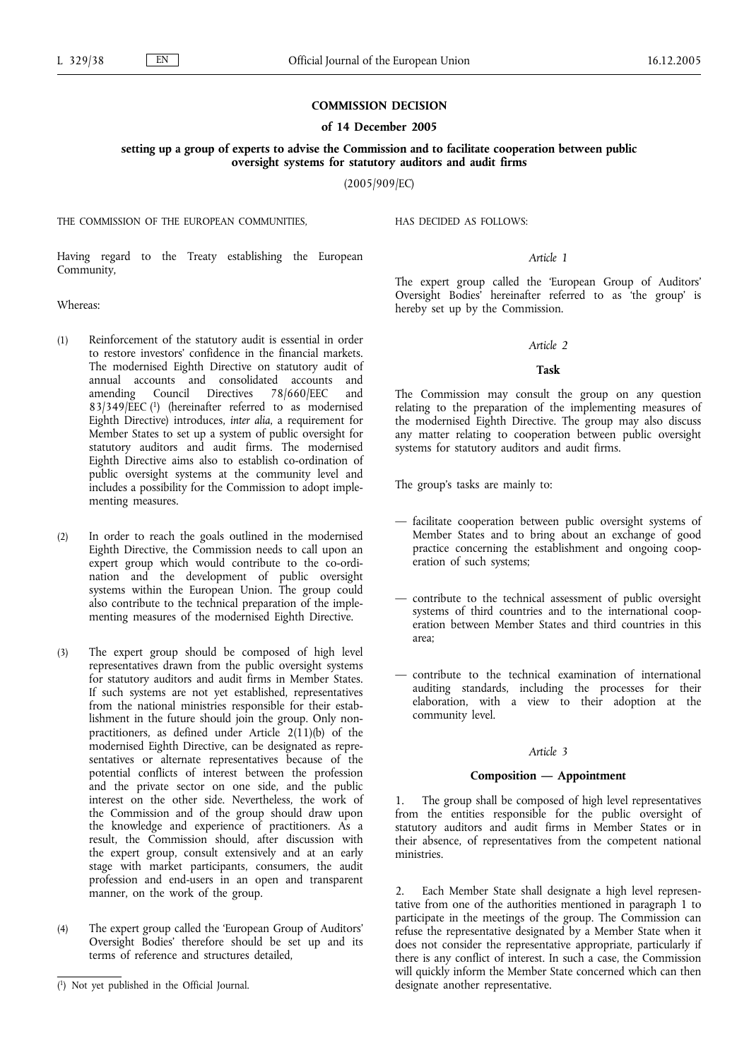**COMMISSION DECISION**

**of 14 December 2005**

**setting up a group of experts to advise the Commission and to facilitate cooperation between public oversight systems for statutory auditors and audit firms**

(2005/909/EC)

THE COMMISSION OF THE EUROPEAN COMMUNITIES,

Having regard to the Treaty establishing the European Community,

Whereas:

(1) Reinforcement of the statutory audit is essential in order to restore investors' confidence in the financial markets. The modernised Eighth Directive on statutory audit of annual accounts and consolidated accounts and amending Council Directives 78/660/EEC and 83/349/EEC [1] (hereinafter referred to as modernised Eighth Directive) introduces, *inter alia*, a requirement for Member States to set up a system of public oversight for statutory auditors and audit firms. The modernised Eighth Directive aims also to establish co-ordination of public oversight systems at the community level and includes a possibility for the Commission to adopt implementing measures.

(2) In order to reach the goals outlined in the modernised Eighth Directive, the Commission needs to call upon an expert group which would contribute to the co-ordination and the development of public oversight systems within the European Union. The group could also contribute to the technical preparation of the implementing measures of the modernised Eighth Directive.

(3) The expert group should be composed of high level representatives drawn from the public oversight systems for statutory auditors and audit firms in Member States. If such systems are not yet established, representatives from the national ministries responsible for their establishment in the future should join the group. Only non-practitioners, as defined under Article 2(11)(b) of the modernised Eighth Directive, can be designated as representatives or alternate representatives because of the potential conflicts of interest between the profession and the private sector on one side, and the public interest on the other side. Nevertheless, the work of the Commission and of the group should draw upon the knowledge and experience of practitioners. As a result, the Commission should, after discussion with the expert group, consult extensively and at an early stage with market participants, consumers, the audit profession and end-users in an open and transparent manner, on the work of the group.

(4) The expert group called the 'European Group of Auditors' Oversight Bodies' therefore should be set up and its terms of reference and structures detailed,

HAS DECIDED AS FOLLOWS:

*Article 1*

The expert group called the 'European Group of Auditors' Oversight Bodies' hereinafter referred to as 'the group' is hereby set up by the Commission.

*Article 2*

**Task**

The Commission may consult the group on any question relating to the preparation of the implementing measures of the modernised Eighth Directive. The group may also discuss any matter relating to cooperation between public oversight systems for statutory auditors and audit firms.

The group's tasks are mainly to:

— facilitate cooperation between public oversight systems of Member States and to bring about an exchange of good practice concerning the establishment and ongoing cooperation of such systems;

— contribute to the technical assessment of public oversight systems of third countries and to the international cooperation between Member States and third countries in this area;

— contribute to the technical examination of international auditing standards, including the processes for their elaboration, with a view to their adoption at the community level.

*Article 3*

**Composition — Appointment**

1. The group shall be composed of high level representatives from the entities responsible for the public oversight of statutory auditors and audit firms in Member States or in their absence, of representatives from the competent national ministries.

2. Each Member State shall designate a high level representative from one of the authorities mentioned in paragraph 1 to participate in the meetings of the group. The Commission can refuse the representative designated by a Member State when it does not consider the representative appropriate, particularly if there is any conflict of interest. In such a case, the Commission will quickly inform the Member State concerned which can then designate another representative.

[1] Not yet published in the Official Journal.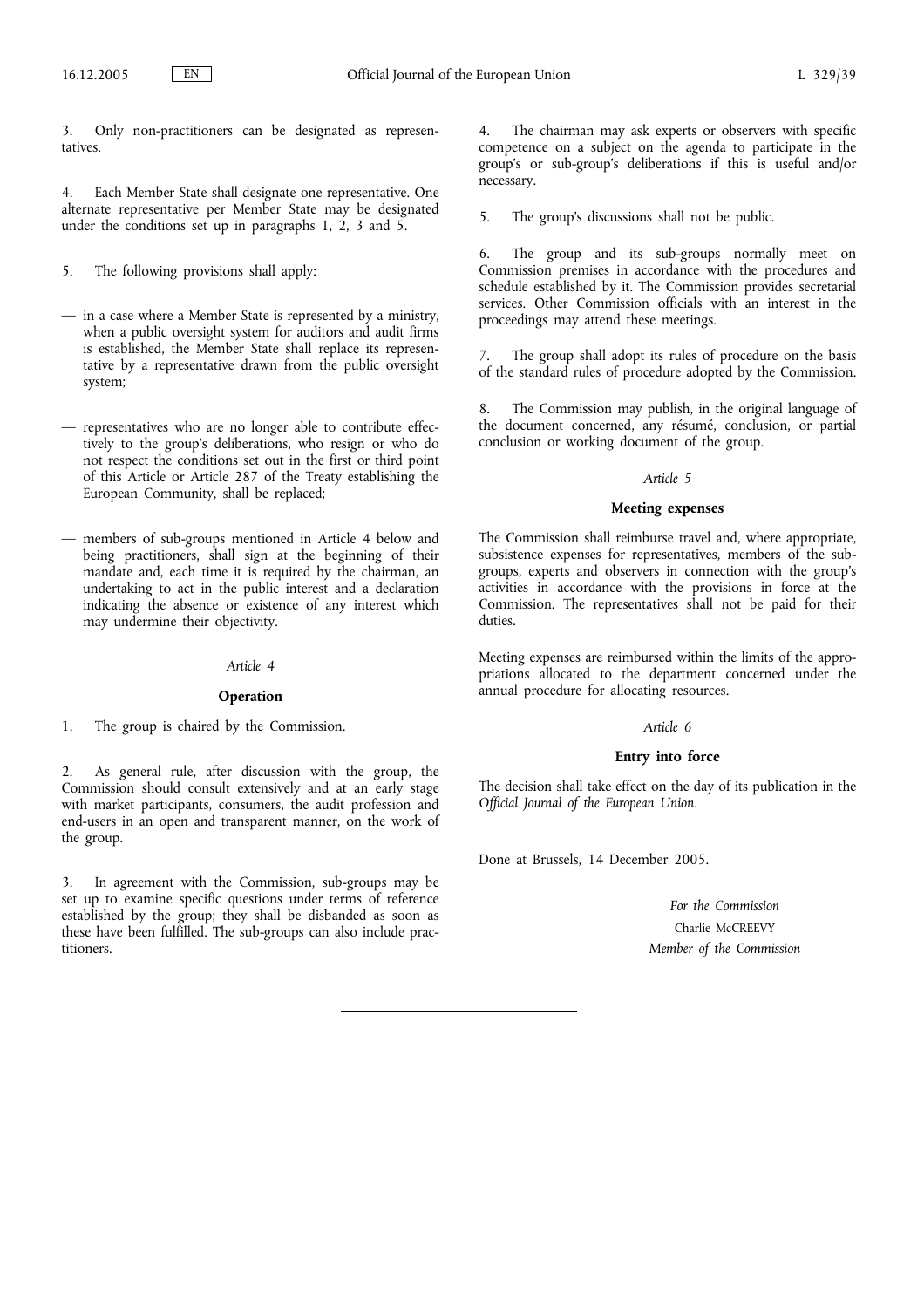3. Only non-practitioners can be designated as representatives.

4. Each Member State shall designate one representative. One alternate representative per Member State may be designated under the conditions set up in paragraphs 1, 2, 3 and 5.

5. The following provisions shall apply:

— in a case where a Member State is represented by a ministry, when a public oversight system for auditors and audit firms is established, the Member State shall replace its representative by a representative drawn from the public oversight system;

— representatives who are no longer able to contribute effectively to the group's deliberations, who resign or who do not respect the conditions set out in the first or third point of this Article or Article 287 of the Treaty establishing the European Community, shall be replaced;

— members of sub-groups mentioned in Article 4 below and being practitioners, shall sign at the beginning of their mandate and, each time it is required by the chairman, an undertaking to act in the public interest and a declaration indicating the absence or existence of any interest which may undermine their objectivity.

*Article 4*

**Operation**

1. The group is chaired by the Commission.

2. As general rule, after discussion with the group, the Commission should consult extensively and at an early stage with market participants, consumers, the audit profession and end-users in an open and transparent manner, on the work of the group.

3. In agreement with the Commission, sub-groups may be set up to examine specific questions under terms of reference established by the group; they shall be disbanded as soon as these have been fulfilled. The sub-groups can also include practitioners.

4. The chairman may ask experts or observers with specific competence on a subject on the agenda to participate in the group's or sub-group's deliberations if this is useful and/or necessary.

5. The group's discussions shall not be public.

6. The group and its sub-groups normally meet on Commission premises in accordance with the procedures and schedule established by it. The Commission provides secretarial services. Other Commission officials with an interest in the proceedings may attend these meetings.

7. The group shall adopt its rules of procedure on the basis of the standard rules of procedure adopted by the Commission.

8. The Commission may publish, in the original language of the document concerned, any résumé, conclusion, or partial conclusion or working document of the group.

*Article 5*

**Meeting expenses**

The Commission shall reimburse travel and, where appropriate, subsistence expenses for representatives, members of the sub-groups, experts and observers in connection with the group's activities in accordance with the provisions in force at the Commission. The representatives shall not be paid for their duties.

Meeting expenses are reimbursed within the limits of the appropriations allocated to the department concerned under the annual procedure for allocating resources.

*Article 6*

**Entry into force**

The decision shall take effect on the day of its publication in the *Official Journal of the European Union*.

Done at Brussels, 14 December 2005.

*For the Commission*

Charlie McCREEVY

*Member of the Commission*